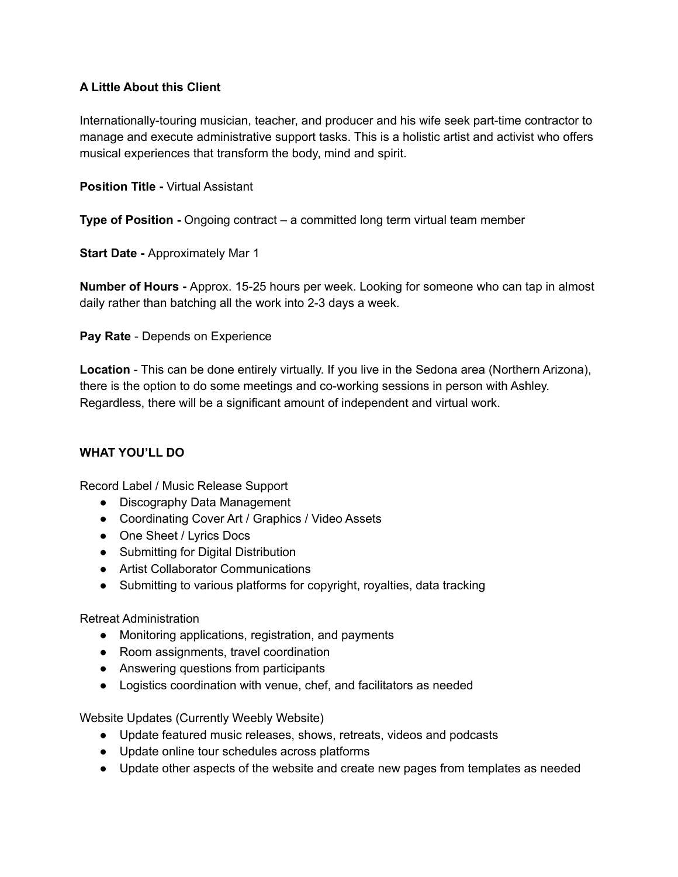**A Little About this Client**

Internationally-touring musician, teacher, and producer and his wife seek part-time contractor to manage and execute administrative support tasks. This is a holistic artist and activist who offers musical experiences that transform the body, mind and spirit.

**Position Title -** Virtual Assistant

**Type of Position -** Ongoing contract – a committed long term virtual team member

**Start Date -** Approximately Mar 1

**Number of Hours -** Approx. 15-25 hours per week. Looking for someone who can tap in almost daily rather than batching all the work into 2-3 days a week.

**Pay Rate** - Depends on Experience

**Location** - This can be done entirely virtually. If you live in the Sedona area (Northern Arizona), there is the option to do some meetings and co-working sessions in person with Ashley. Regardless, there will be a significant amount of independent and virtual work.

**WHAT YOU'LL DO**

Record Label / Music Release Support

- Discography Data Management
- Coordinating Cover Art / Graphics / Video Assets
- One Sheet / Lyrics Docs
- Submitting for Digital Distribution
- Artist Collaborator Communications
- Submitting to various platforms for copyright, royalties, data tracking

Retreat Administration

- Monitoring applications, registration, and payments
- Room assignments, travel coordination
- Answering questions from participants
- Logistics coordination with venue, chef, and facilitators as needed

Website Updates (Currently Weebly Website)

- Update featured music releases, shows, retreats, videos and podcasts
- Update online tour schedules across platforms
- Update other aspects of the website and create new pages from templates as needed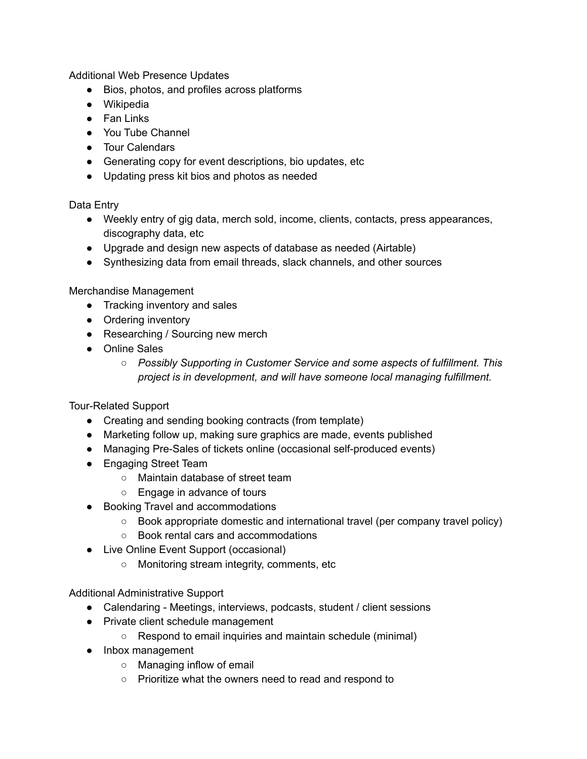Additional Web Presence Updates

- Bios, photos, and profiles across platforms
- Wikipedia
- Fan Links
- You Tube Channel
- Tour Calendars
- Generating copy for event descriptions, bio updates, etc
- Updating press kit bios and photos as needed

Data Entry

- Weekly entry of gig data, merch sold, income, clients, contacts, press appearances, discography data, etc
- Upgrade and design new aspects of database as needed (Airtable)
- Synthesizing data from email threads, slack channels, and other sources

Merchandise Management

- Tracking inventory and sales
- Ordering inventory
- Researching / Sourcing new merch
- Online Sales
  - *Possibly Supporting in Customer Service and some aspects of fulfillment. This project is in development, and will have someone local managing fulfillment.*

Tour-Related Support

- Creating and sending booking contracts (from template)
- Marketing follow up, making sure graphics are made, events published
- Managing Pre-Sales of tickets online (occasional self-produced events)
- Engaging Street Team
  - Maintain database of street team
  - Engage in advance of tours
- Booking Travel and accommodations
  - Book appropriate domestic and international travel (per company travel policy)
  - Book rental cars and accommodations
- Live Online Event Support (occasional)
  - Monitoring stream integrity, comments, etc

Additional Administrative Support

- Calendaring - Meetings, interviews, podcasts, student / client sessions
- Private client schedule management
  - Respond to email inquiries and maintain schedule (minimal)
- Inbox management
  - Managing inflow of email
  - Prioritize what the owners need to read and respond to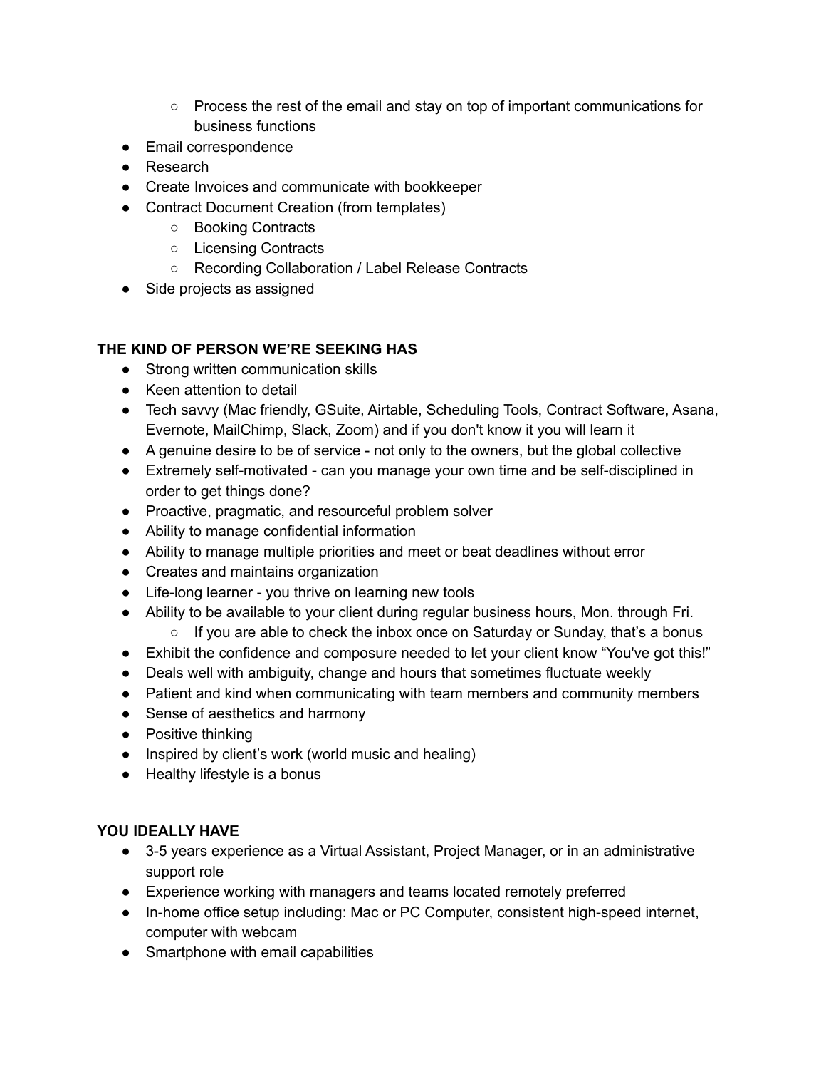- Process the rest of the email and stay on top of important communications for business functions
- Email correspondence
- Research
- Create Invoices and communicate with bookkeeper
- Contract Document Creation (from templates)
    - Booking Contracts
    - Licensing Contracts
    - Recording Collaboration / Label Release Contracts
- Side projects as assigned

**THE KIND OF PERSON WE'RE SEEKING HAS**

- Strong written communication skills
- Keen attention to detail
- Tech savvy (Mac friendly, GSuite, Airtable, Scheduling Tools, Contract Software, Asana, Evernote, MailChimp, Slack, Zoom) and if you don't know it you will learn it
- A genuine desire to be of service - not only to the owners, but the global collective
- Extremely self-motivated - can you manage your own time and be self-disciplined in order to get things done?
- Proactive, pragmatic, and resourceful problem solver
- Ability to manage confidential information
- Ability to manage multiple priorities and meet or beat deadlines without error
- Creates and maintains organization
- Life-long learner - you thrive on learning new tools
- Ability to be available to your client during regular business hours, Mon. through Fri.
    - If you are able to check the inbox once on Saturday or Sunday, that's a bonus
- Exhibit the confidence and composure needed to let your client know "You've got this!"
- Deals well with ambiguity, change and hours that sometimes fluctuate weekly
- Patient and kind when communicating with team members and community members
- Sense of aesthetics and harmony
- Positive thinking
- Inspired by client's work (world music and healing)
- Healthy lifestyle is a bonus

**YOU IDEALLY HAVE**

- 3-5 years experience as a Virtual Assistant, Project Manager, or in an administrative support role
- Experience working with managers and teams located remotely preferred
- In-home office setup including: Mac or PC Computer, consistent high-speed internet, computer with webcam
- Smartphone with email capabilities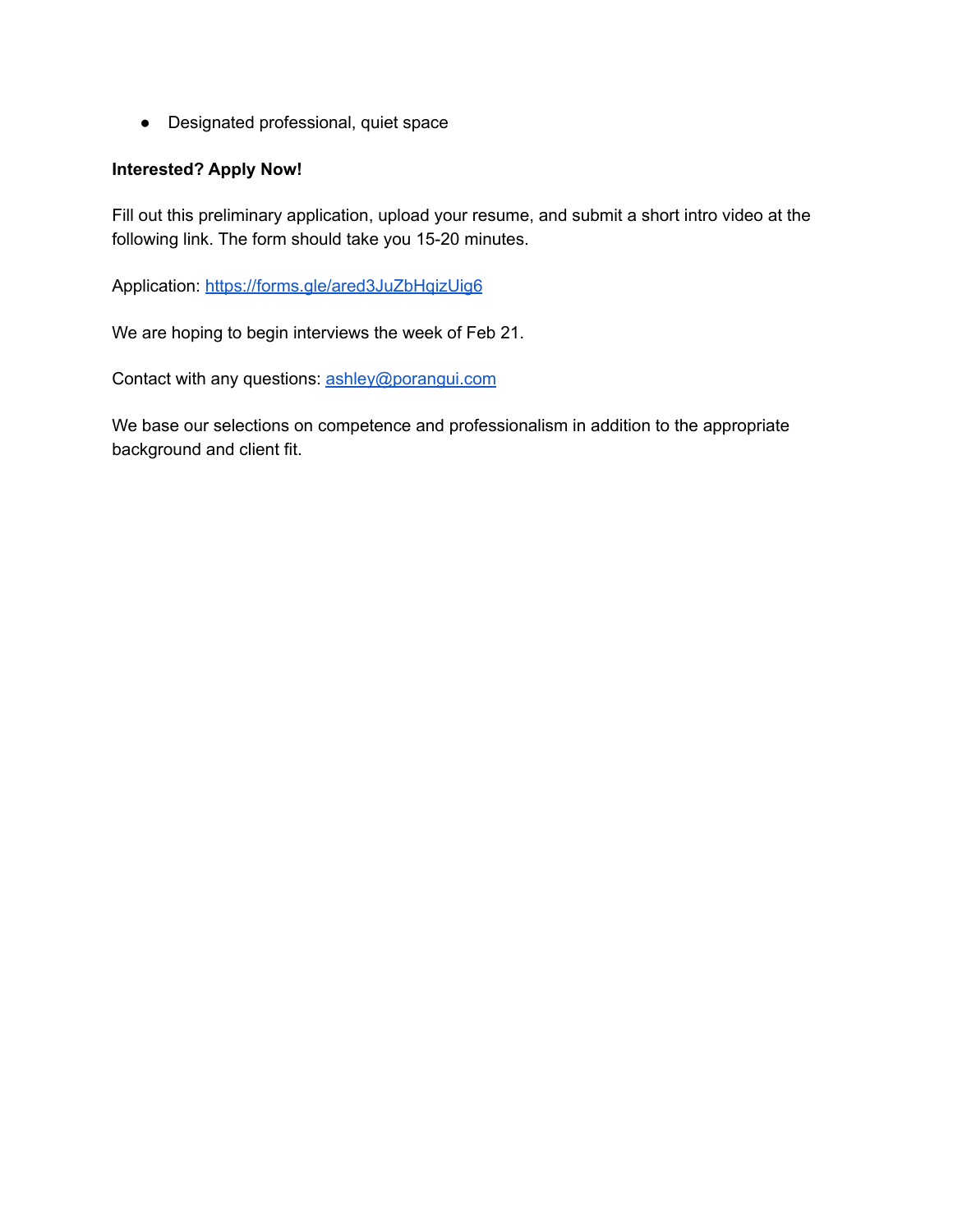- Designated professional, quiet space

**Interested? Apply Now!**

Fill out this preliminary application, upload your resume, and submit a short intro video at the following link. The form should take you 15-20 minutes.

Application: [https://forms.gle/ared3JuZbHqizUig6](https://forms.gle/ared3JuZbHqizUig6)

We are hoping to begin interviews the week of Feb 21.

Contact with any questions: [ashley@porangui.com](mailto:ashley@porangui.com)

We base our selections on competence and professionalism in addition to the appropriate background and client fit.